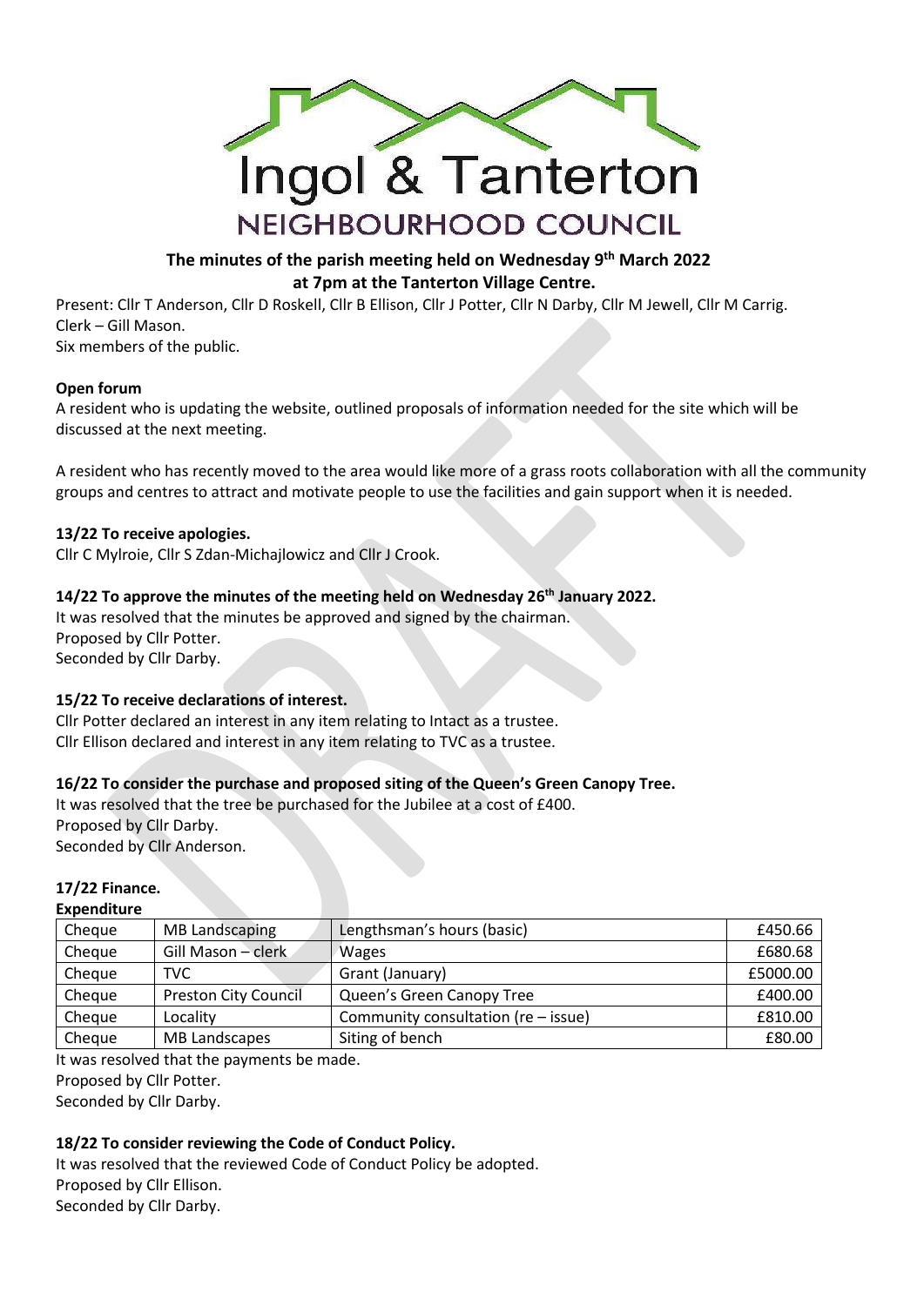# Ingol & Tanterton

NEIGHBOURHOOD COUNCIL

## The minutes of the parish meeting held on Wednesday 9th March 2022 at 7pm at the Tanterton Village Centre.

Present: Cllr T Anderson, Cllr D Roskell, Cllr B Ellison, Cllr J Potter, Cllr N Darby, Cllr M Jewell, Cllr M Carrig.
Clerk – Gill Mason.
Six members of the public.

**Open forum**

A resident who is updating the website, outlined proposals of information needed for the site which will be discussed at the next meeting.

A resident who has recently moved to the area would like more of a grass roots collaboration with all the community groups and centres to attract and motivate people to use the facilities and gain support when it is needed.

**13/22 To receive apologies.**

Cllr C Mylroie, Cllr S Zdan-Michajlowicz and Cllr J Crook.

**14/22 To approve the minutes of the meeting held on Wednesday 26th January 2022.**

It was resolved that the minutes be approved and signed by the chairman.
Proposed by Cllr Potter.
Seconded by Cllr Darby.

**15/22 To receive declarations of interest.**

Cllr Potter declared an interest in any item relating to Intact as a trustee.
Cllr Ellison declared and interest in any item relating to TVC as a trustee.

**16/22 To consider the purchase and proposed siting of the Queen's Green Canopy Tree.**

It was resolved that the tree be purchased for the Jubilee at a cost of £400.
Proposed by Cllr Darby.
Seconded by Cllr Anderson.

**17/22 Finance.**

**Expenditure**

| | | | |
|---|---|---|---|
| Cheque | MB Landscaping | Lengthsman's hours (basic) | £450.66 |
| Cheque | Gill Mason – clerk | Wages | £680.68 |
| Cheque | TVC | Grant (January) | £5000.00 |
| Cheque | Preston City Council | Queen's Green Canopy Tree | £400.00 |
| Cheque | Locality | Community consultation (re – issue) | £810.00 |
| Cheque | MB Landscapes | Siting of bench | £80.00 |

It was resolved that the payments be made.
Proposed by Cllr Potter.
Seconded by Cllr Darby.

**18/22 To consider reviewing the Code of Conduct Policy.**

It was resolved that the reviewed Code of Conduct Policy be adopted.
Proposed by Cllr Ellison.
Seconded by Cllr Darby.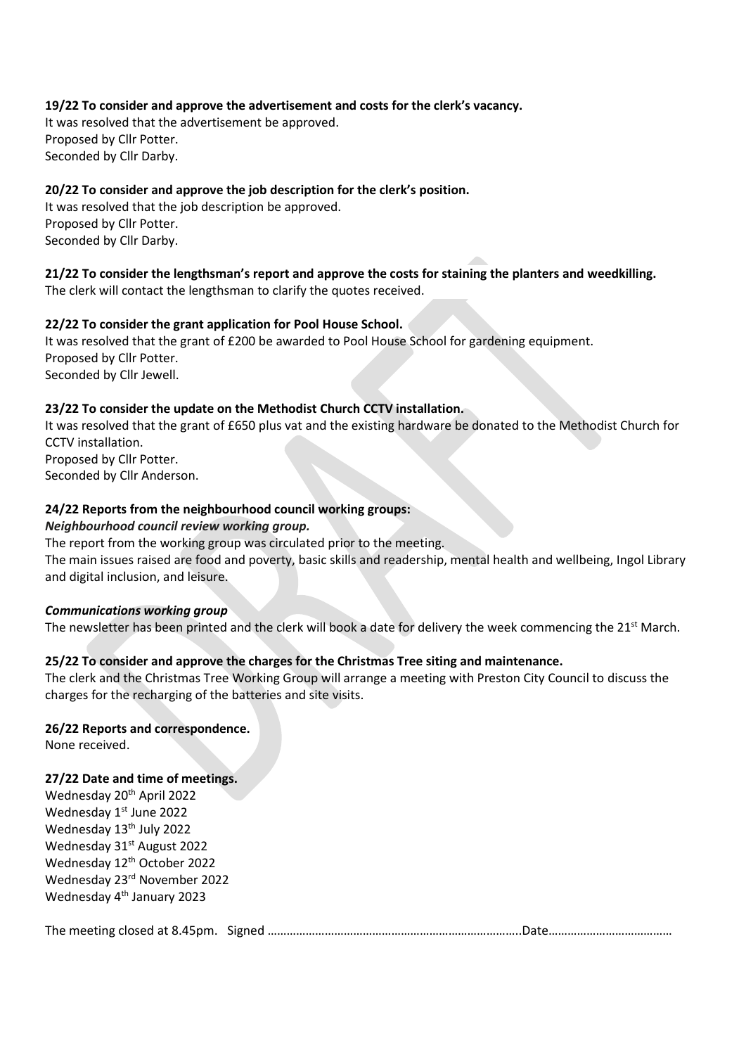**19/22 To consider and approve the advertisement and costs for the clerk's vacancy.**
It was resolved that the advertisement be approved.
Proposed by Cllr Potter.
Seconded by Cllr Darby.

**20/22 To consider and approve the job description for the clerk's position.**
It was resolved that the job description be approved.
Proposed by Cllr Potter.
Seconded by Cllr Darby.

**21/22 To consider the lengthsman's report and approve the costs for staining the planters and weedkilling.**
The clerk will contact the lengthsman to clarify the quotes received.

**22/22 To consider the grant application for Pool House School.**
It was resolved that the grant of £200 be awarded to Pool House School for gardening equipment.
Proposed by Cllr Potter.
Seconded by Cllr Jewell.

**23/22 To consider the update on the Methodist Church CCTV installation.**
It was resolved that the grant of £650 plus vat and the existing hardware be donated to the Methodist Church for CCTV installation.
Proposed by Cllr Potter.
Seconded by Cllr Anderson.

**24/22 Reports from the neighbourhood council working groups:**
***Neighbourhood council review working group.***
The report from the working group was circulated prior to the meeting.
The main issues raised are food and poverty, basic skills and readership, mental health and wellbeing, Ingol Library and digital inclusion, and leisure.

***Communications working group***
The newsletter has been printed and the clerk will book a date for delivery the week commencing the 21st March.

**25/22 To consider and approve the charges for the Christmas Tree siting and maintenance.**
The clerk and the Christmas Tree Working Group will arrange a meeting with Preston City Council to discuss the charges for the recharging of the batteries and site visits.

**26/22 Reports and correspondence.**
None received.

**27/22 Date and time of meetings.**
Wednesday 20th April 2022
Wednesday 1st June 2022
Wednesday 13th July 2022
Wednesday 31st August 2022
Wednesday 12th October 2022
Wednesday 23rd November 2022
Wednesday 4th January 2023

The meeting closed at 8.45pm. Signed ……………………………………………………………………..Date…………………………………